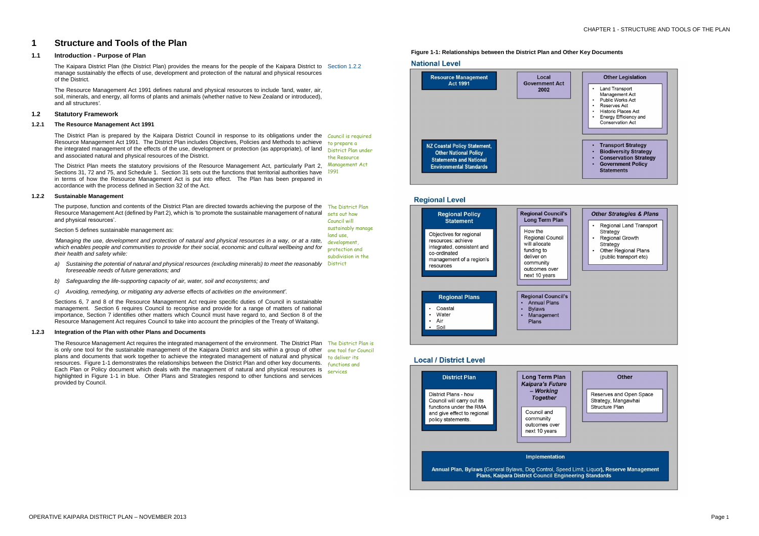# 1 Structure and Tools of the Plan

## 1.1 Introduction - Purpose of Plan

The Kaipara District Plan (the District Plan) provides the means for the people of the Kaipara District to manage sustainably the effects of use, development and protection of the natural and physical resources of the District.

Section 1.2.2

The Resource Management Act 1991 defines natural and physical resources to include 'land, water, air, soil, minerals, and energy, all forms of plants and animals (whether native to New Zealand or introduced), and all structures'.

## 1.2 Statutory Framework

### 1.2.1 The Resource Management Act 1991

The District Plan is prepared by the Kaipara District Council in response to its obligations under the Resource Management Act 1991. The District Plan includes Objectives, Policies and Methods to achieve the integrated management of the effects of the use, development or protection (as appropriate), of land and associated natural and physical resources of the District.

*Council is required to prepare a District Plan under the Resource Management Act 1991*

The District Plan meets the statutory provisions of the Resource Management Act, particularly Part 2, Sections 31, 72 and 75, and Schedule 1. Section 31 sets out the functions that territorial authorities have in terms of how the Resource Management Act is put into effect. The Plan has been prepared in accordance with the process defined in Section 32 of the Act.

### 1.2.2 Sustainable Management

The purpose, function and contents of the District Plan are directed towards achieving the purpose of the Resource Management Act (defined by Part 2), which is 'to promote the sustainable management of natural and physical resources'.

*The District Plan sets out how Council will sustainably manage land use, development, protection and subdivision in the District*

Section 5 defines sustainable management as:

*'Managing the use, development and protection of natural and physical resources in a way, or at a rate, which enables people and communities to provide for their social, economic and cultural wellbeing and for their health and safety while:*

*a) Sustaining the potential of natural and physical resources (excluding minerals) to meet the reasonably foreseeable needs of future generations; and*

*b) Safeguarding the life-supporting capacity of air, water, soil and ecosystems; and*

*c) Avoiding, remedying, or mitigating any adverse* effects *of activities on the environment'.*

Sections 6, 7 and 8 of the Resource Management Act require specific duties of Council in sustainable management. Section 6 requires Council to recognise and provide for a range of matters of national importance, Section 7 identifies other matters which Council must have regard to, and Section 8 of the Resource Management Act requires Council to take into account the principles of the Treaty of Waitangi.

### 1.2.3 Integration of the Plan with other Plans and Documents

The Resource Management Act requires the integrated management of the environment. The District Plan is only one tool for the sustainable management of the Kaipara District and sits within a group of other plans and documents that work together to achieve the integrated management of natural and physical resources. Figure 1-1 demonstrates the relationships between the District Plan and other key documents. Each Plan or Policy document which deals with the management of natural and physical resources is highlighted in Figure 1-1 in blue. Other Plans and Strategies respond to other functions and services provided by Council.

*The District Plan is one tool for Council to deliver its functions and services*

**Figure 1-1: Relationships between the District Plan and Other Key Documents**

**National Level**

- **Resource Management Act 1991**
- **Local Government Act 2002**
- **Other Legislation**
  - Land Transport Management Act
  - Public Works Act
  - Reserves Act
  - Historic Places Act
  - Energy Efficiency and Conservation Act
- **NZ Coastal Policy Statement, Other National Policy Statements and National Environmental Standards**
- **Transport Strategy**
- **Biodiversity Strategy**
- **Conservation Strategy**
- **Government Policy Statements**

**Regional Level**

- **Regional Policy Statement** – Objectives for regional resources: achieve integrated, consistent and co-ordinated management of a region's resources
- **Regional Council's Long Term Plan** – How the Regional Council will allocate funding to deliver on community outcomes over next 10 years
- ***Other Strategies & Plans***
  - Regional Land Transport Strategy
  - Regional Growth Strategy
  - Other Regional Plans (public transport etc)
- **Regional Plans**
  - Coastal
  - Water
  - Air
  - Soil
- **Regional Council's**
  - Annual Plans
  - Bylaws
  - Management Plans

**Local / District Level**

- **District Plan** – District Plans - how Council will carry out its functions under the RMA and give effect to regional policy statements.
- **Long Term Plan *Kaipara's Future – Working Together*** – Council and community outcomes over next 10 years
- **Other** – Reserves and Open Space Strategy, Mangawhai Structure Plan
- **Implementation** – **Annual Plan, Bylaws (**General Bylaws, Dog Control, Speed Limit, Liquor**), Reserve Management Plans, Kaipara District Council Engineering Standards**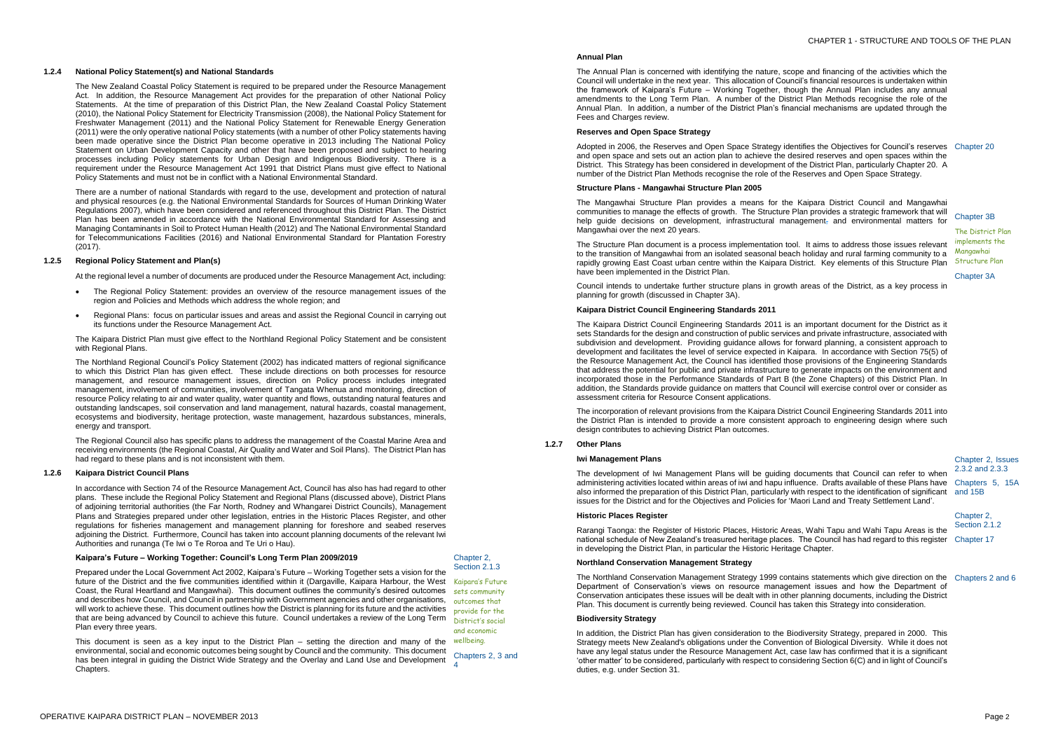#### 1.2.4 National Policy Statement(s) and National Standards

The New Zealand Coastal Policy Statement is required to be prepared under the Resource Management Act. In addition, the Resource Management Act provides for the preparation of other National Policy Statements. At the time of preparation of this District Plan, the New Zealand Coastal Policy Statement (2010), the National Policy Statement for Electricity Transmission (2008), the National Policy Statement for Freshwater Management (2011) and the National Policy Statement for Renewable Energy Generation (2011) were the only operative national Policy statements (with a number of other Policy statements having been made operative since the District Plan become operative in 2013 including The National Policy Statement on Urban Development Capacity and other that have been proposed and subject to hearing processes including Policy statements for Urban Design and Indigenous Biodiversity. There is a requirement under the Resource Management Act 1991 that District Plans must give effect to National Policy Statements and must not be in conflict with a National Environmental Standard.

There are a number of national Standards with regard to the use, development and protection of natural and physical resources (e.g. the National Environmental Standards for Sources of Human Drinking Water Regulations 2007), which have been considered and referenced throughout this District Plan. The District Plan has been amended in accordance with the National Environmental Standard for Assessing and Managing Contaminants in Soil to Protect Human Health (2012) and The National Environmental Standard for Telecommunications Facilities (2016) and National Environmental Standard for Plantation Forestry (2017).

#### 1.2.5 Regional Policy Statement and Plan(s)

At the regional level a number of documents are produced under the Resource Management Act, including:

- The Regional Policy Statement: provides an overview of the resource management issues of the region and Policies and Methods which address the whole region; and
- Regional Plans: focus on particular issues and areas and assist the Regional Council in carrying out its functions under the Resource Management Act.

The Kaipara District Plan must give effect to the Northland Regional Policy Statement and be consistent with Regional Plans.

The Northland Regional Council's Policy Statement (2002) has indicated matters of regional significance to which this District Plan has given effect. These include directions on both processes for resource management, and resource management issues, direction on Policy process includes integrated management, involvement of communities, involvement of Tangata Whenua and monitoring, direction of resource Policy relating to air and water quality, water quantity and flows, outstanding natural features and outstanding landscapes, soil conservation and land management, natural hazards, coastal management, ecosystems and biodiversity, heritage protection, waste management, hazardous substances, minerals, energy and transport.

The Regional Council also has specific plans to address the management of the Coastal Marine Area and receiving environments (the Regional Coastal, Air Quality and Water and Soil Plans). The District Plan has had regard to these plans and is not inconsistent with them.

#### 1.2.6 Kaipara District Council Plans

In accordance with Section 74 of the Resource Management Act, Council has also has had regard to other plans. These include the Regional Policy Statement and Regional Plans (discussed above), District Plans of adjoining territorial authorities (the Far North, Rodney and Whangarei District Councils), Management Plans and Strategies prepared under other legislation, entries in the Historic Places Register, and other regulations for fisheries management and management planning for foreshore and seabed reserves adjoining the District. Furthermore, Council has taken into account planning documents of the relevant Iwi Authorities and runanga (Te Iwi o Te Roroa and Te Uri o Hau).

**Kaipara's Future – Working Together: Council's Long Term Plan 2009/2019**

*Chapter 2, Section 2.1.3*

Prepared under the Local Government Act 2002, Kaipara's Future – Working Together sets a vision for the future of the District and the five communities identified within it (Dargaville, Kaipara Harbour, the West Coast, the Rural Heartland and Mangawhai). This document outlines the community's desired outcomes and describes how Council, and Council in partnership with Government agencies and other organisations, will work to achieve these. This document outlines how the District is planning for its future and the activities that are being advanced by Council to achieve this future. Council undertakes a review of the Long Term Plan every three years.

*Kaipara's Future sets community outcomes that provide for the District's social and economic wellbeing.*

This document is seen as a key input to the District Plan – setting the direction and many of the environmental, social and economic outcomes being sought by Council and the community. This document has been integral in guiding the District Wide Strategy and the Overlay and Land Use and Development Chapters.

*Chapters 2, 3 and 4*

**Annual Plan**

The Annual Plan is concerned with identifying the nature, scope and financing of the activities which the Council will undertake in the next year. This allocation of Council's financial resources is undertaken within the framework of Kaipara's Future – Working Together, though the Annual Plan includes any annual amendments to the Long Term Plan. A number of the District Plan Methods recognise the role of the Annual Plan. In addition, a number of the District Plan's financial mechanisms are updated through the Fees and Charges review.

**Reserves and Open Space Strategy**

Adopted in 2006, the Reserves and Open Space Strategy identifies the Objectives for Council's reserves and open space and sets out an action plan to achieve the desired reserves and open spaces within the District. This Strategy has been considered in development of the District Plan, particularly Chapter 20. A number of the District Plan Methods recognise the role of the Reserves and Open Space Strategy.

*Chapter 20*

**Structure Plans - Mangawhai Structure Plan 2005**

The Mangawhai Structure Plan provides a means for the Kaipara District Council and Mangawhai communities to manage the effects of growth. The Structure Plan provides a strategic framework that will help guide decisions on development, infrastructural management, and environmental matters for Mangawhai over the next 20 years.

*Chapter 3B*

*The District Plan implements the Mangawhai Structure Plan*

The Structure Plan document is a process implementation tool. It aims to address those issues relevant to the transition of Mangawhai from an isolated seasonal beach holiday and rural farming community to a rapidly growing East Coast urban centre within the Kaipara District. Key elements of this Structure Plan have been implemented in the District Plan.

Council intends to undertake further structure plans in growth areas of the District, as a key process in planning for growth (discussed in Chapter 3A).

*Chapter 3A*

**Kaipara District Council Engineering Standards 2011**

The Kaipara District Council Engineering Standards 2011 is an important document for the District as it sets Standards for the design and construction of public services and private infrastructure, associated with subdivision and development. Providing guidance allows for forward planning, a consistent approach to development and facilitates the level of service expected in Kaipara. In accordance with Section 75(5) of the Resource Management Act, the Council has identified those provisions of the Engineering Standards that address the potential for public and private infrastructure to generate impacts on the environment and incorporated those in the Performance Standards of Part B (the Zone Chapters) of this District Plan. In addition, the Standards provide guidance on matters that Council will exercise control over or consider as assessment criteria for Resource Consent applications.

The incorporation of relevant provisions from the Kaipara District Council Engineering Standards 2011 into the District Plan is intended to provide a more consistent approach to engineering design where such design contributes to achieving District Plan outcomes.

#### 1.2.7 Other Plans

**Iwi Management Plans**

*Chapter 2, Issues 2.3.2 and 2.3.3*

The development of Iwi Management Plans will be guiding documents that Council can refer to when administering activities located within areas of iwi and hapu influence. Drafts available of these Plans have also informed the preparation of this District Plan, particularly with respect to the identification of significant issues for the District and for the Objectives and Policies for 'Maori Land and Treaty Settlement Land'.

*Chapters 5, 15A and 15B*

**Historic Places Register**

*Chapter 2, Section 2.1.2*

Rarangi Taonga: the Register of Historic Places, Historic Areas, Wahi Tapu and Wahi Tapu Areas is the national schedule of New Zealand's treasured heritage places. The Council has had regard to this register in developing the District Plan, in particular the Historic Heritage Chapter.

*Chapter 17*

**Northland Conservation Management Strategy**

The Northland Conservation Management Strategy 1999 contains statements which give direction on the Department of Conservation's views on resource management issues and how the Department of Conservation anticipates these issues will be dealt with in other planning documents, including the District Plan. This document is currently being reviewed. Council has taken this Strategy into consideration.

*Chapters 2 and 6*

**Biodiversity Strategy**

In addition, the District Plan has given consideration to the Biodiversity Strategy, prepared in 2000. This Strategy meets New Zealand's obligations under the Convention of Biological Diversity. While it does not have any legal status under the Resource Management Act, case law has confirmed that it is a significant 'other matter' to be considered, particularly with respect to considering Section 6(C) and in light of Council's duties, e.g. under Section 31.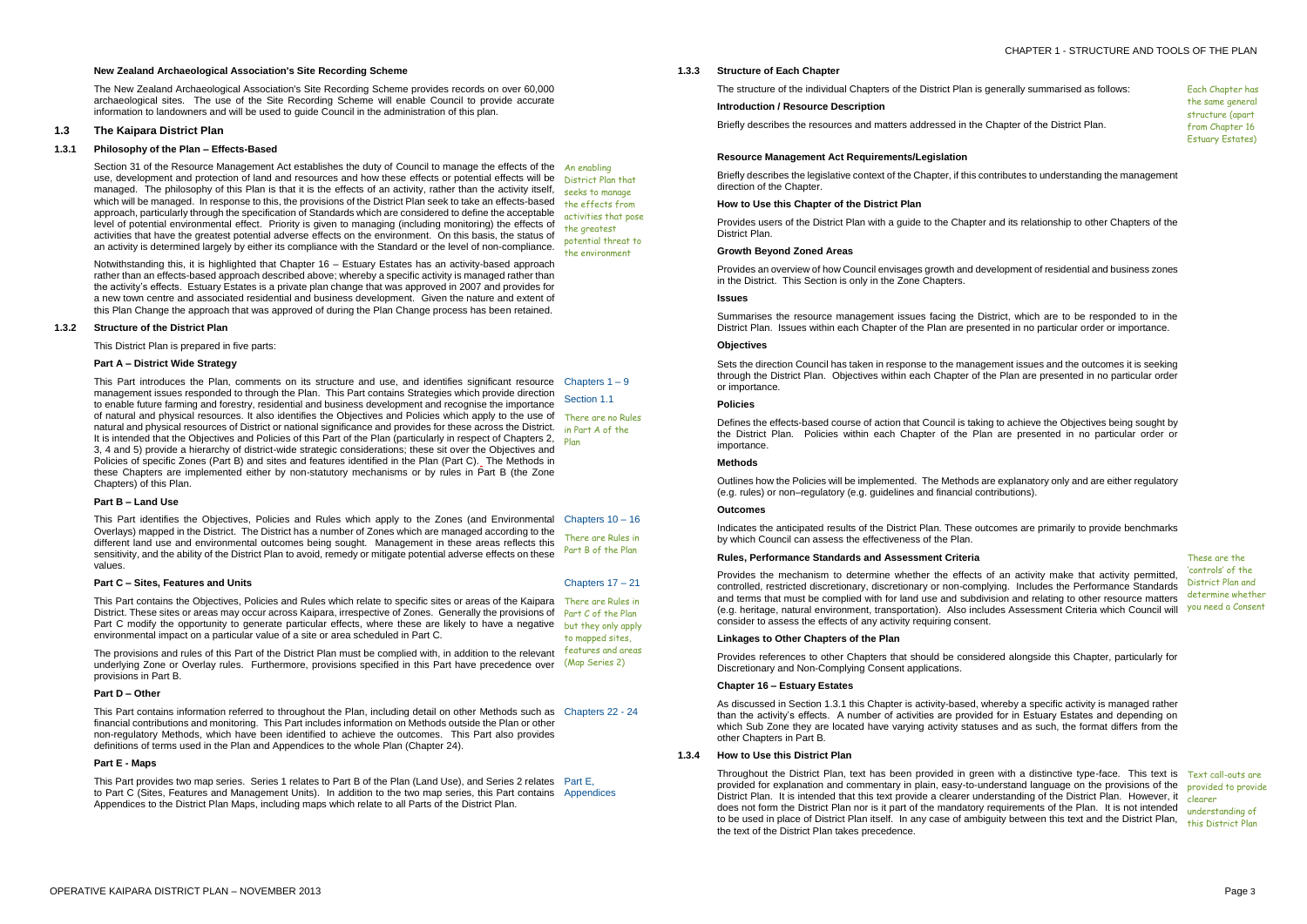**New Zealand Archaeological Association's Site Recording Scheme**

The New Zealand Archaeological Association's Site Recording Scheme provides records on over 60,000 archaeological sites. The use of the Site Recording Scheme will enable Council to provide accurate information to landowners and will be used to guide Council in the administration of this plan.

## 1.3 The Kaipara District Plan

### 1.3.1 Philosophy of the Plan – Effects-Based

Section 31 of the Resource Management Act establishes the duty of Council to manage the effects of the use, development and protection of land and resources and how these effects or potential effects will be managed. The philosophy of this Plan is that it is the effects of an activity, rather than the activity itself, which will be managed. In response to this, the provisions of the District Plan seek to take an effects-based approach, particularly through the specification of Standards which are considered to define the acceptable level of potential environmental effect. Priority is given to managing (including monitoring) the effects of activities that have the greatest potential adverse effects on the environment. On this basis, the status of an activity is determined largely by either its compliance with the Standard or the level of non-compliance.

An enabling District Plan that seeks to manage the effects from activities that pose the greatest potential threat to the environment

Notwithstanding this, it is highlighted that Chapter 16 – Estuary Estates has an activity-based approach rather than an effects-based approach described above; whereby a specific activity is managed rather than the activity's effects. Estuary Estates is a private plan change that was approved in 2007 and provides for a new town centre and associated residential and business development. Given the nature and extent of this Plan Change the approach that was approved of during the Plan Change process has been retained.

### 1.3.2 Structure of the District Plan

This District Plan is prepared in five parts:

**Part A – District Wide Strategy**

This Part introduces the Plan, comments on its structure and use, and identifies significant resource management issues responded to through the Plan. This Part contains Strategies which provide direction to enable future farming and forestry, residential and business development and recognise the importance of natural and physical resources. It also identifies the Objectives and Policies which apply to the use of natural and physical resources of District or national significance and provides for these across the District. It is intended that the Objectives and Policies of this Part of the Plan (particularly in respect of Chapters 2, 3, 4 and 5) provide a hierarchy of district-wide strategic considerations; these sit over the Objectives and Policies of specific Zones (Part B) and sites and features identified in the Plan (Part C). The Methods in these Chapters are implemented either by non-statutory mechanisms or by rules in Part B (the Zone Chapters) of this Plan.

Chapters 1 – 9

Section 1.1

There are no Rules in Part A of the Plan

**Part B – Land Use**

This Part identifies the Objectives, Policies and Rules which apply to the Zones (and Environmental Overlays) mapped in the District. The District has a number of Zones which are managed according to the different land use and environmental outcomes being sought. Management in these areas reflects this sensitivity, and the ability of the District Plan to avoid, remedy or mitigate potential adverse effects on these values.

Chapters 10 – 16

There are Rules in Part B of the Plan

**Part C – Sites, Features and Units**

Chapters 17 – 21

This Part contains the Objectives, Policies and Rules which relate to specific sites or areas of the Kaipara District. These sites or areas may occur across Kaipara, irrespective of Zones. Generally the provisions of Part C modify the opportunity to generate particular effects, where these are likely to have a negative environmental impact on a particular value of a site or area scheduled in Part C.

The provisions and rules of this Part of the District Plan must be complied with, in addition to the relevant underlying Zone or Overlay rules. Furthermore, provisions specified in this Part have precedence over provisions in Part B.

There are Rules in Part C of the Plan but they only apply to mapped sites, features and areas (Map Series 2)

**Part D – Other**

This Part contains information referred to throughout the Plan, including detail on other Methods such as financial contributions and monitoring. This Part includes information on Methods outside the Plan or other non-regulatory Methods, which have been identified to achieve the outcomes. This Part also provides definitions of terms used in the Plan and Appendices to the whole Plan (Chapter 24).

Chapters 22 - 24

**Part E - Maps**

This Part provides two map series. Series 1 relates to Part B of the Plan (Land Use), and Series 2 relates to Part C (Sites, Features and Management Units). In addition to the two map series, this Part contains Appendices to the District Plan Maps, including maps which relate to all Parts of the District Plan.

Part E, Appendices

### 1.3.3 Structure of Each Chapter

The structure of the individual Chapters of the District Plan is generally summarised as follows:

Each Chapter has the same general structure (apart from Chapter 16 Estuary Estates)

**Introduction / Resource Description**

Briefly describes the resources and matters addressed in the Chapter of the District Plan.

**Resource Management Act Requirements/Legislation**

Briefly describes the legislative context of the Chapter, if this contributes to understanding the management direction of the Chapter.

**How to Use this Chapter of the District Plan**

Provides users of the District Plan with a guide to the Chapter and its relationship to other Chapters of the District Plan.

**Growth Beyond Zoned Areas**

Provides an overview of how Council envisages growth and development of residential and business zones in the District. This Section is only in the Zone Chapters.

**Issues**

Summarises the resource management issues facing the District, which are to be responded to in the District Plan. Issues within each Chapter of the Plan are presented in no particular order or importance.

**Objectives**

Sets the direction Council has taken in response to the management issues and the outcomes it is seeking through the District Plan. Objectives within each Chapter of the Plan are presented in no particular order or importance.

**Policies**

Defines the effects-based course of action that Council is taking to achieve the Objectives being sought by the District Plan. Policies within each Chapter of the Plan are presented in no particular order or importance.

**Methods**

Outlines how the Policies will be implemented. The Methods are explanatory only and are either regulatory (e.g. rules) or non–regulatory (e.g. guidelines and financial contributions).

**Outcomes**

Indicates the anticipated results of the District Plan. These outcomes are primarily to provide benchmarks by which Council can assess the effectiveness of the Plan.

**Rules, Performance Standards and Assessment Criteria**

Provides the mechanism to determine whether the effects of an activity make that activity permitted, controlled, restricted discretionary, discretionary or non-complying. Includes the Performance Standards and terms that must be complied with for land use and subdivision and relating to other resource matters (e.g. heritage, natural environment, transportation). Also includes Assessment Criteria which Council will consider to assess the effects of any activity requiring consent.

These are the 'controls' of the District Plan and determine whether you need a Consent

**Linkages to Other Chapters of the Plan**

Provides references to other Chapters that should be considered alongside this Chapter, particularly for Discretionary and Non-Complying Consent applications.

**Chapter 16 – Estuary Estates**

As discussed in Section 1.3.1 this Chapter is activity-based, whereby a specific activity is managed rather than the activity's effects. A number of activities are provided for in Estuary Estates and depending on which Sub Zone they are located have varying activity statuses and as such, the format differs from the other Chapters in Part B.

### 1.3.4 How to Use this District Plan

Throughout the District Plan, text has been provided in green with a distinctive type-face. This text is provided for explanation and commentary in plain, easy-to-understand language on the provisions of the District Plan. It is intended that this text provide a clearer understanding of the District Plan. However, it does not form the District Plan nor is it part of the mandatory requirements of the Plan. It is not intended to be used in place of District Plan itself. In any case of ambiguity between this text and the District Plan, the text of the District Plan takes precedence.

Text call-outs are provided to provide clearer understanding of this District Plan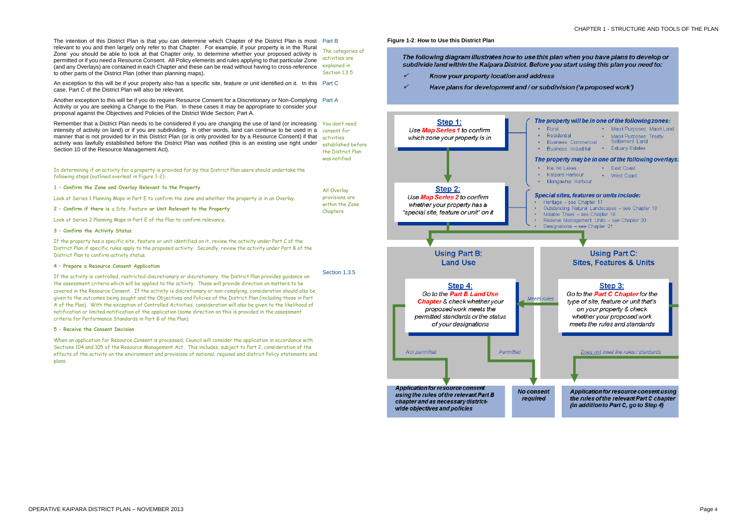The intention of this District Plan is that you can determine which Chapter of the District Plan is most relevant to you and then largely only refer to that Chapter. For example, if your property is in the 'Rural Zone' you should be able to look at that Chapter only, to determine whether your proposed activity is permitted or if you need a Resource Consent. All Policy elements and rules applying to that particular Zone (and any Overlays) are contained in each Chapter and these can be read without having to cross-reference to other parts of the District Plan (other than planning maps).

Part B

The categories of activities are explained in Section 1.3.5

An exception to this will be if your property also has a specific site, feature or unit identified on it. In this case, Part C of the District Plan will also be relevant.

Part C

Another exception to this will be if you do require Resource Consent for a Discretionary or Non-Complying Activity or you are seeking a Change to the Plan. In these cases it may be appropriate to consider your proposal against the Objectives and Policies of the District Wide Section; Part A.

Part A

Remember that a District Plan needs to be considered if you are changing the use of land (or increasing intensity of activity on land) or if you are subdividing. In other words, land can continue to be used in a manner that is not provided for in this District Plan (or is only provided for by a Resource Consent) if that activity was lawfully established before the District Plan was notified (this is an existing use right under Section 10 of the Resource Management Act).

You don't need consent for activities established before the District Plan was notified

In determining if an activity for a property is provided for by this District Plan users should undertake the following steps (outlined overleaf in Figure 1-2):

**1 – Confirm the Zone and Overlay Relevant to the Property**

Look at Series 1 Planning Maps in Part E to confirm the zone and whether the property is in an Overlay.

All Overlay provisions are within the Zone Chapters

**2 – Confirm if there is** a Site, Feature **or Unit Relevant to the Property**

Look at Series 2 Planning Maps in Part E of the Plan to confirm relevance.

**3 – Confirm the Activity Status**

If the property has a specific site, feature or unit identified on it, review the activity under Part C of the District Plan if specific rules apply to the proposed activity. Secondly, review the activity under Part B of the District Plan to confirm activity status.

**4 – Prepare a Resource Consent Application**

Section 1.3.5

If the activity is controlled, restricted-discretionary or discretionary, the District Plan provides guidance on the assessment criteria which will be applied to the activity. These will provide direction on matters to be covered in the Resource Consent. If the activity is discretionary or non-complying, consideration should also be given to the outcomes being sought and the Objectives and Policies of the District Plan (including those in Part A of the Plan). With the exception of Controlled Activities, consideration will also be given to the likelihood of notification or limited notification of the application (some direction on this is provided in the assessment criteria for Performance Standards in Part B of the Plan).

**5 – Receive the Consent Decision**

When an application for Resource Consent is processed, Council will consider the application in accordance with Sections 104 and 105 of the Resource Management Act. This includes, subject to Part 2, consideration of the effects of the activity on the environment and provisions of national, regional and district Policy statements and plans.

**Figure 1-2**: **How to Use this District Plan**

***The following diagram illustrates how to use this plan when you have plans to develop or subdivide land within the Kaipara District. Before you start using this plan you need to:***

- ✓ ***Know your property location and address***
- ✓ ***Have plans for development and / or subdivision ('a proposed work')***

**Step 1:** *Use Map Series 1 to confirm which zone your property is in*

*The property will be in one of the following zones:*
- Rural
- Residential
- Business: Commercial
- Business: Industrial
- Maori Purposes: Maori Land
- Maori Purposes: Treaty Settlement Land
- Estuary Estates

*The property may be in one of the following overlays:*
- Kai Iwi Lakes
- Kaipara Harbour
- Mangawhai Harbour
- East Coast
- West Coast

**Step 2:** *Use Map Series 2 to confirm whether your property has a "special site, feature or unit" on it*

*Special sites, features or units include:*
- Heritage – see Chapter 17
- Outstanding Natural Landscapes – see Chapter 18
- Notable Trees – see Chapter 19
- Reserve Management Units – see Chapter 20
- Designations – see Chapter 21

**Using Part B: Land Use**

**Step 4:** *Go to the Part B Land Use Chapter & check whether your proposed work meets the permitted standards or the status of your designations*

- *Not permitted* → ***Application for resource consent using the rules of the relevant Part B chapter and as necessary district-wide objectives and policies***
- *Permitted* → ***No consent required***

**Using Part C: Sites, Features & Units**

**Step 3:** *Go to the Part C Chapter for the type of site, feature or unit that's on your property & check whether your proposed work meets the rules and standards*

- *Meets rules* → Step 4
- *Does not meet the rules / standards* → ***Application for resource consent using the rules of the relevant Part C chapter (in addition to Part C, go to Step 4)***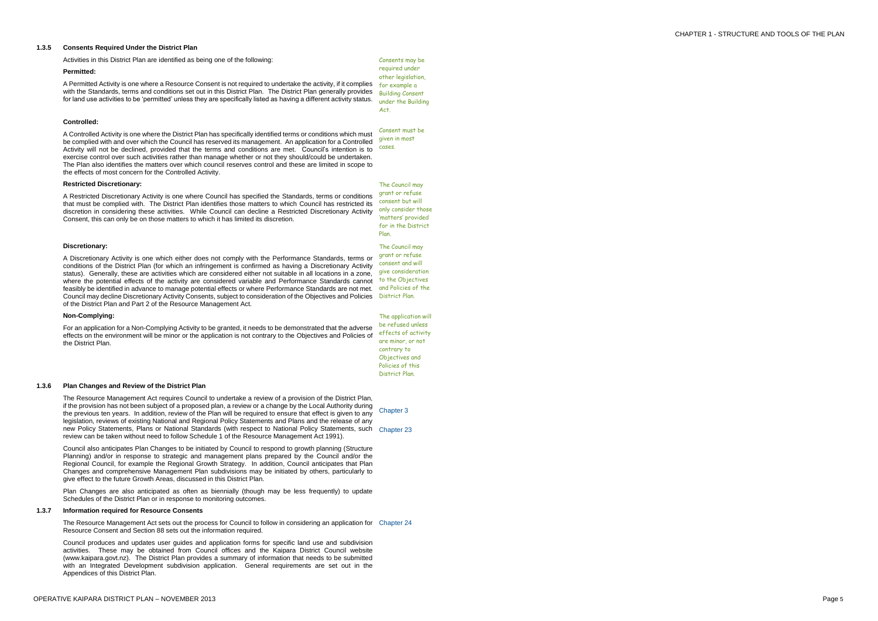### 1.3.5 Consents Required Under the District Plan

Activities in this District Plan are identified as being one of the following:

*Consents may be required under other legislation, for example a Building Consent under the Building Act.*

**Permitted:**

A Permitted Activity is one where a Resource Consent is not required to undertake the activity, if it complies with the Standards, terms and conditions set out in this District Plan. The District Plan generally provides for land use activities to be 'permitted' unless they are specifically listed as having a different activity status.

**Controlled:**

*Consent must be given in most cases.*

A Controlled Activity is one where the District Plan has specifically identified terms or conditions which must be complied with and over which the Council has reserved its management. An application for a Controlled Activity will not be declined, provided that the terms and conditions are met. Council's intention is to exercise control over such activities rather than manage whether or not they should/could be undertaken. The Plan also identifies the matters over which council reserves control and these are limited in scope to the effects of most concern for the Controlled Activity.

**Restricted Discretionary:**

*The Council may grant or refuse consent but will only consider those 'matters' provided for in the District Plan.*

A Restricted Discretionary Activity is one where Council has specified the Standards, terms or conditions that must be complied with. The District Plan identifies those matters to which Council has restricted its discretion in considering these activities. While Council can decline a Restricted Discretionary Activity Consent, this can only be on those matters to which it has limited its discretion.

**Discretionary:**

*The Council may grant or refuse consent and will give consideration to the Objectives and Policies of the District Plan.*

A Discretionary Activity is one which either does not comply with the Performance Standards, terms or conditions of the District Plan (for which an infringement is confirmed as having a Discretionary Activity status). Generally, these are activities which are considered either not suitable in all locations in a zone, where the potential effects of the activity are considered variable and Performance Standards cannot feasibly be identified in advance to manage potential effects or where Performance Standards are not met. Council may decline Discretionary Activity Consents, subject to consideration of the Objectives and Policies of the District Plan and Part 2 of the Resource Management Act.

**Non-Complying:**

*The application will be refused unless effects of activity are minor, or not contrary to Objectives and Policies of this District Plan.*

For an application for a Non-Complying Activity to be granted, it needs to be demonstrated that the adverse effects on the environment will be minor or the application is not contrary to the Objectives and Policies of the District Plan.

### 1.3.6 Plan Changes and Review of the District Plan

The Resource Management Act requires Council to undertake a review of a provision of the District Plan, if the provision has not been subject of a proposed plan, a review or a change by the Local Authority during the previous ten years. In addition, review of the Plan will be required to ensure that effect is given to any legislation, reviews of existing National and Regional Policy Statements and Plans and the release of any new Policy Statements, Plans or National Standards (with respect to National Policy Statements, such review can be taken without need to follow Schedule 1 of the Resource Management Act 1991).

Chapter 3

Chapter 23

Council also anticipates Plan Changes to be initiated by Council to respond to growth planning (Structure Planning) and/or in response to strategic and management plans prepared by the Council and/or the Regional Council, for example the Regional Growth Strategy. In addition, Council anticipates that Plan Changes and comprehensive Management Plan subdivisions may be initiated by others, particularly to give effect to the future Growth Areas, discussed in this District Plan.

Plan Changes are also anticipated as often as biennially (though may be less frequently) to update Schedules of the District Plan or in response to monitoring outcomes.

### 1.3.7 Information required for Resource Consents

The Resource Management Act sets out the process for Council to follow in considering an application for Resource Consent and Section 88 sets out the information required.

Chapter 24

Council produces and updates user guides and application forms for specific land use and subdivision activities. These may be obtained from Council offices and the Kaipara District Council website (www.kaipara.govt.nz). The District Plan provides a summary of information that needs to be submitted with an Integrated Development subdivision application. General requirements are set out in the Appendices of this District Plan.